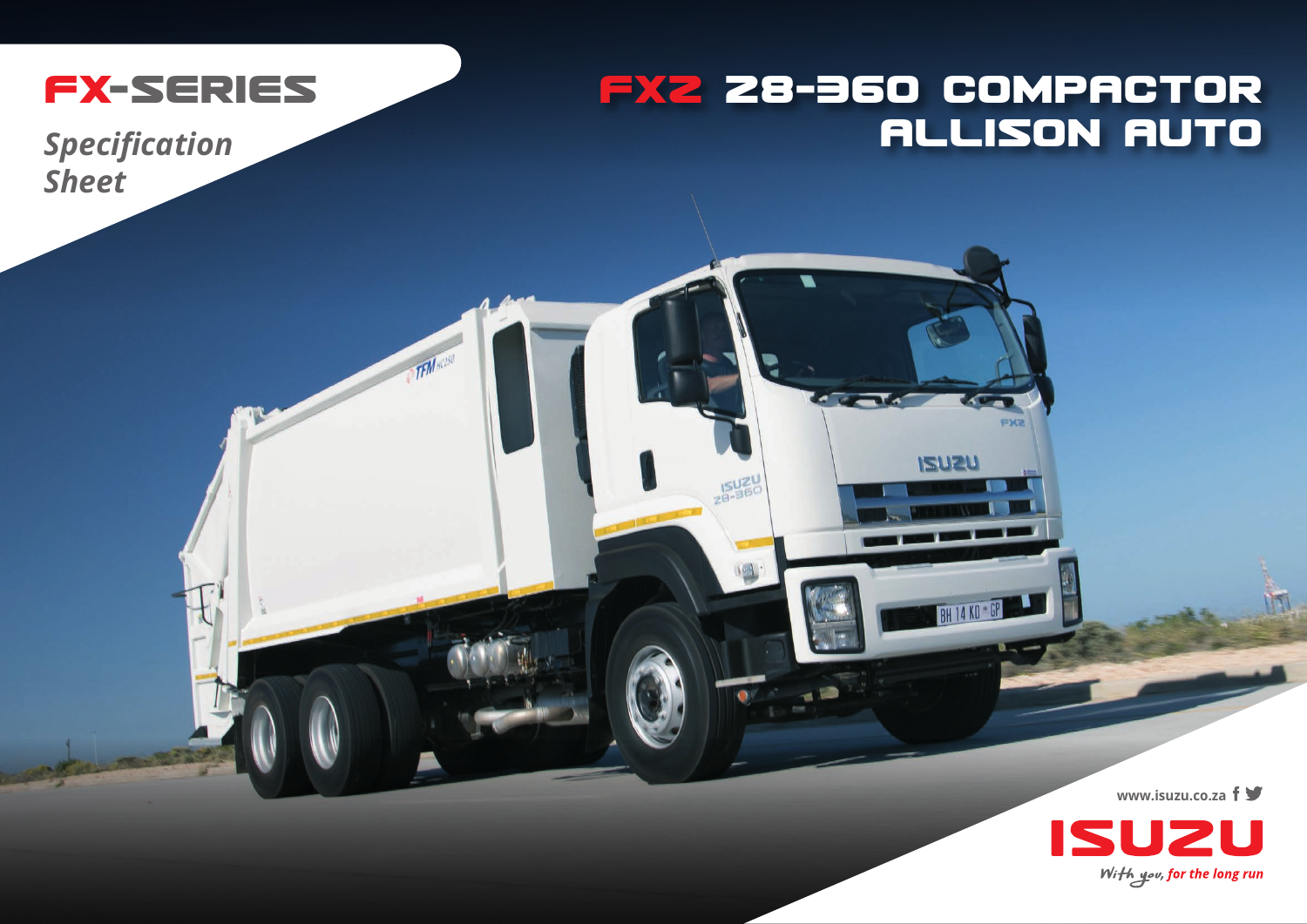# FX-SERIES

*Specification Sheet*

# FXZ 28-360 COMPACTOR ALLISON AUTO

www.isuzu.co.za

ISUZU

*With you, for the long run*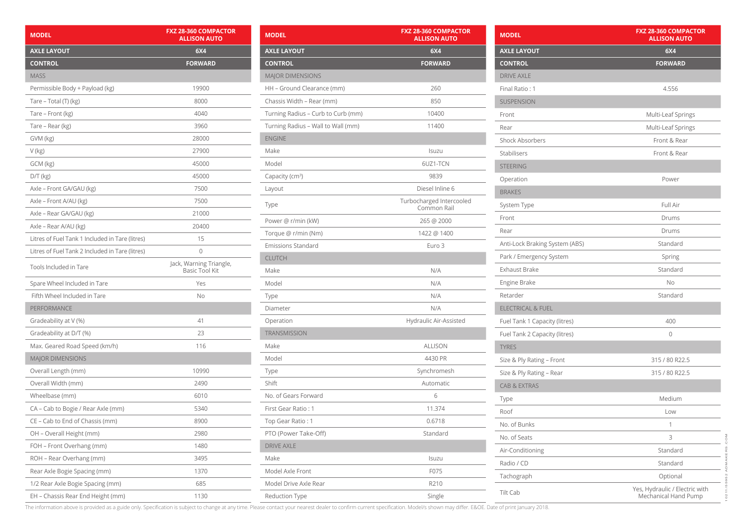| MODEL | FXZ 28-360 COMPACTOR ALLISON AUTO |
|---|---|
| AXLE LAYOUT | 6X4 |
| CONTROL | FORWARD |
| MASS | |
| Permissible Body + Payload (kg) | 19900 |
| Tare – Total (T) (kg) | 8000 |
| Tare – Front (kg) | 4040 |
| Tare – Rear (kg) | 3960 |
| GVM (kg) | 28000 |
| V (kg) | 27900 |
| GCM (kg) | 45000 |
| D/T (kg) | 45000 |
| Axle – Front GA/GAU (kg) | 7500 |
| Axle – Front A/AU (kg) | 7500 |
| Axle – Rear GA/GAU (kg) | 21000 |
| Axle – Rear A/AU (kg) | 20400 |
| Litres of Fuel Tank 1 Included in Tare (litres) | 15 |
| Litres of Fuel Tank 2 Included in Tare (litres) | 0 |
| Tools Included in Tare | Jack, Warning Triangle, Basic Tool Kit |
| Spare Wheel Included in Tare | Yes |
| Fifth Wheel Included in Tare | No |
| PERFORMANCE | |
| Gradeability at V (%) | 41 |
| Gradeability at D/T (%) | 23 |
| Max. Geared Road Speed (km/h) | 116 |
| MAJOR DIMENSIONS | |
| Overall Length (mm) | 10990 |
| Overall Width (mm) | 2490 |
| Wheelbase (mm) | 6010 |
| CA – Cab to Bogie / Rear Axle (mm) | 5340 |
| CE – Cab to End of Chassis (mm) | 8900 |
| OH – Overall Height (mm) | 2980 |
| FOH – Front Overhang (mm) | 1480 |
| ROH – Rear Overhang (mm) | 3495 |
| Rear Axle Bogie Spacing (mm) | 1370 |
| 1/2 Rear Axle Bogie Spacing (mm) | 685 |
| EH – Chassis Rear End Height (mm) | 1130 |

| MODEL | FXZ 28-360 COMPACTOR ALLISON AUTO |
|---|---|
| AXLE LAYOUT | 6X4 |
| CONTROL | FORWARD |
| MAJOR DIMENSIONS | |
| HH – Ground Clearance (mm) | 260 |
| Chassis Width – Rear (mm) | 850 |
| Turning Radius – Curb to Curb (mm) | 10400 |
| Turning Radius – Wall to Wall (mm) | 11400 |
| ENGINE | |
| Make | Isuzu |
| Model | 6UZ1-TCN |
| Capacity (cm³) | 9839 |
| Layout | Diesel Inline 6 |
| Type | Turbocharged Intercooled Common Rail |
| Power @ r/min (kW) | 265 @ 2000 |
| Torque @ r/min (Nm) | 1422 @ 1400 |
| Emissions Standard | Euro 3 |
| CLUTCH | |
| Make | N/A |
| Model | N/A |
| Type | N/A |
| Diameter | N/A |
| Operation | Hydraulic Air-Assisted |
| TRANSMISSION | |
| Make | ALLISON |
| Model | 4430 PR |
| Type | Synchromesh |
| Shift | Automatic |
| No. of Gears Forward | 6 |
| First Gear Ratio : 1 | 11.374 |
| Top Gear Ratio : 1 | 0.6718 |
| PTO (Power Take-Off) | Standard |
| DRIVE AXLE | |
| Make | Isuzu |
| Model Axle Front | F075 |
| Model Drive Axle Rear | R210 |
| Reduction Type | Single |

| MODEL | FXZ 28-360 COMPACTOR ALLISON AUTO |
|---|---|
| AXLE LAYOUT | 6X4 |
| CONTROL | FORWARD |
| DRIVE AXLE | |
| Final Ratio : 1 | 4.556 |
| SUSPENSION | |
| Front | Multi-Leaf Springs |
| Rear | Multi-Leaf Springs |
| Shock Absorbers | Front & Rear |
| Stabilisers | Front & Rear |
| STEERING | |
| Operation | Power |
| BRAKES | |
| System Type | Full Air |
| Front | Drums |
| Rear | Drums |
| Anti-Lock Braking System (ABS) | Standard |
| Park / Emergency System | Spring |
| Exhaust Brake | Standard |
| Engine Brake | No |
| Retarder | Standard |
| ELECTRICAL & FUEL | |
| Fuel Tank 1 Capacity (litres) | 400 |
| Fuel Tank 2 Capacity (litres) | 0 |
| TYRES | |
| Size & Ply Rating – Front | 315 / 80 R22.5 |
| Size & Ply Rating – Rear | 315 / 80 R22.5 |
| CAB & EXTRAS | |
| Type | Medium |
| Roof | Low |
| No. of Bunks | 1 |
| No. of Seats | 3 |
| Air-Conditioning | Standard |
| Radio / CD | Standard |
| Tachograph | Optional |
| Tilt Cab | Yes, Hydraulic / Electric with Mechanical Hand Pump |

The information above is provided as a guide only. Specification is subject to change at any time. Please contact your nearest dealer to confirm current specification. Model/s shown may differ. E&OE. Date of print January 2018.

10211/55862 ADMAKERS.COM